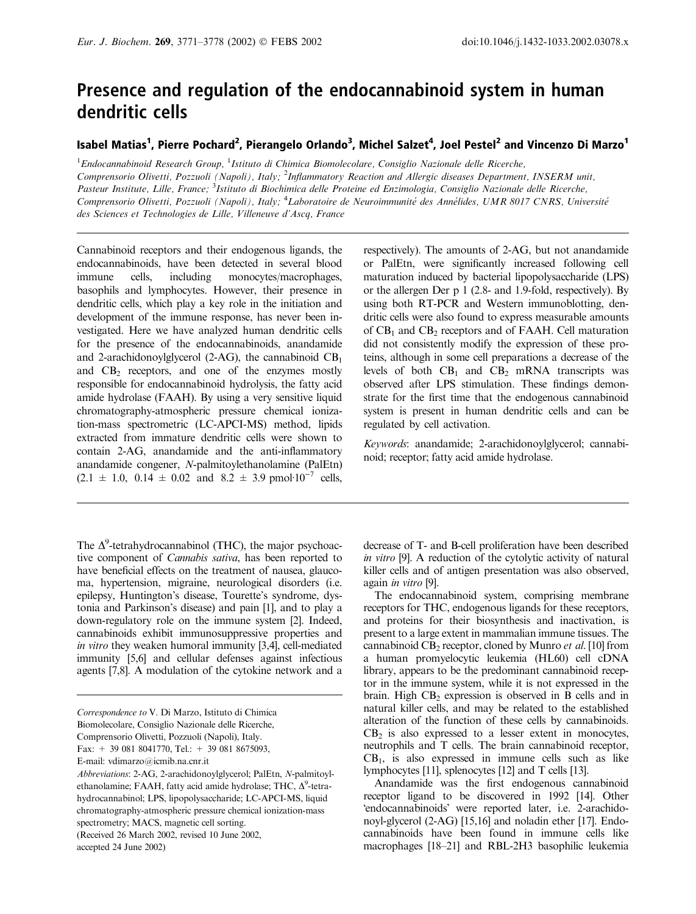# Presence and regulation of the endocannabinoid system in human dendritic cells

**Isabel Matias[1], Pierre Pochard[2], Pierangelo Orlando[3], Michel Salzet[4], Joel Pestel[2] and Vincenzo Di Marzo[1]**

[1]*Endocannabinoid Research Group*, [1]*Istituto di Chimica Biomolecolare, Consiglio Nazionale delle Ricerche, Comprensorio Olivetti, Pozzuoli (Napoli), Italy;* [2]*Inflammatory Reaction and Allergic diseases Department, INSERM unit, Pasteur Institute, Lille, France;* [3]*Istituto di Biochimica delle Proteine ed Enzimologia, Consiglio Nazionale delle Ricerche, Comprensorio Olivetti, Pozzuoli (Napoli), Italy;* [4]*Laboratoire de Neuroimmunité des Annélides, UMR 8017 CNRS, Université des Sciences et Technologies de Lille, Villeneuve d'Ascq, France*

Cannabinoid receptors and their endogenous ligands, the endocannabinoids, have been detected in several blood immune cells, including monocytes/macrophages, basophils and lymphocytes. However, their presence in dendritic cells, which play a key role in the initiation and development of the immune response, has never been investigated. Here we have analyzed human dendritic cells for the presence of the endocannabinoids, anandamide and 2-arachidonoylglycerol (2-AG), the cannabinoid $CB_1$ and $CB_2$ receptors, and one of the enzymes mostly responsible for endocannabinoid hydrolysis, the fatty acid amide hydrolase (FAAH). By using a very sensitive liquid chromatography-atmospheric pressure chemical ionization-mass spectrometric (LC-APCI-MS) method, lipids extracted from immature dendritic cells were shown to contain 2-AG, anandamide and the anti-inflammatory anandamide congener, *N*-palmitoylethanolamine (PalEtn) ($2.1 \pm 1.0$, $0.14 \pm 0.02$ and $8.2 \pm 3.9$ $\text{pmol}\cdot 10^{-7}$ cells, respectively). The amounts of 2-AG, but not anandamide or PalEtn, were significantly increased following cell maturation induced by bacterial lipopolysaccharide (LPS) or the allergen Der p 1 (2.8- and 1.9-fold, respectively). By using both RT-PCR and Western immunoblotting, dendritic cells were also found to express measurable amounts of $CB_1$ and $CB_2$ receptors and of FAAH. Cell maturation did not consistently modify the expression of these proteins, although in some cell preparations a decrease of the levels of both $CB_1$ and $CB_2$ mRNA transcripts was observed after LPS stimulation. These findings demonstrate for the first time that the endogenous cannabinoid system is present in human dendritic cells and can be regulated by cell activation.

*Keywords*: anandamide; 2-arachidonoylglycerol; cannabinoid; receptor; fatty acid amide hydrolase.

The $\Delta^9$-tetrahydrocannabinol (THC), the major psychoactive component of *Cannabis sativa*, has been reported to have beneficial effects on the treatment of nausea, glaucoma, hypertension, migraine, neurological disorders (i.e. epilepsy, Huntington's disease, Tourette's syndrome, dystonia and Parkinson's disease) and pain [1], and to play a down-regulatory role on the immune system [2]. Indeed, cannabinoids exhibit immunosuppressive properties and *in vitro* they weaken humoral immunity [3,4], cell-mediated immunity [5,6] and cellular defenses against infectious agents [7,8]. A modulation of the cytokine network and a decrease of T- and B-cell proliferation have been described *in vitro* [9]. A reduction of the cytolytic activity of natural killer cells and of antigen presentation was also observed, again *in vitro* [9].

The endocannabinoid system, comprising membrane receptors for THC, endogenous ligands for these receptors, and proteins for their biosynthesis and inactivation, is present to a large extent in mammalian immune tissues. The cannabinoid $CB_2$ receptor, cloned by Munro *et al.* [10] from a human promyelocytic leukemia (HL60) cell cDNA library, appears to be the predominant cannabinoid receptor in the immune system, while it is not expressed in the brain. High $CB_2$ expression is observed in B cells and in natural killer cells, and may be related to the established alteration of the function of these cells by cannabinoids. $CB_2$ is also expressed to a lesser extent in monocytes, neutrophils and T cells. The brain cannabinoid receptor, $CB_1$, is also expressed in immune cells such as like lymphocytes [11], splenocytes [12] and T cells [13].

Anandamide was the first endogenous cannabinoid receptor ligand to be discovered in 1992 [14]. Other 'endocannabinoids' were reported later, i.e. 2-arachidonoyl-glycerol (2-AG) [15,16] and noladin ether [17]. Endocannabinoids have been found in immune cells like macrophages [18–21] and RBL-2H3 basophilic leukemia

Correspondence to V. Di Marzo, Istituto di Chimica Biomolecolare, Consiglio Nazionale delle Ricerche, Comprensorio Olivetti, Pozzuoli (Napoli), Italy.
Fax: + 39 081 8041770, Tel.: + 39 081 8675093,
E-mail: vdimarzo@icmib.na.cnr.it

*Abbreviations*: 2-AG, 2-arachidonoylglycerol; PalEtn, *N*-palmitoylethanolamine; FAAH, fatty acid amide hydrolase; THC, $\Delta^9$-tetrahydrocannabinol; LPS, lipopolysaccharide; LC-APCI-MS, liquid chromatography-atmospheric pressure chemical ionization-mass spectrometry; MACS, magnetic cell sorting.

(Received 26 March 2002, revised 10 June 2002, accepted 24 June 2002)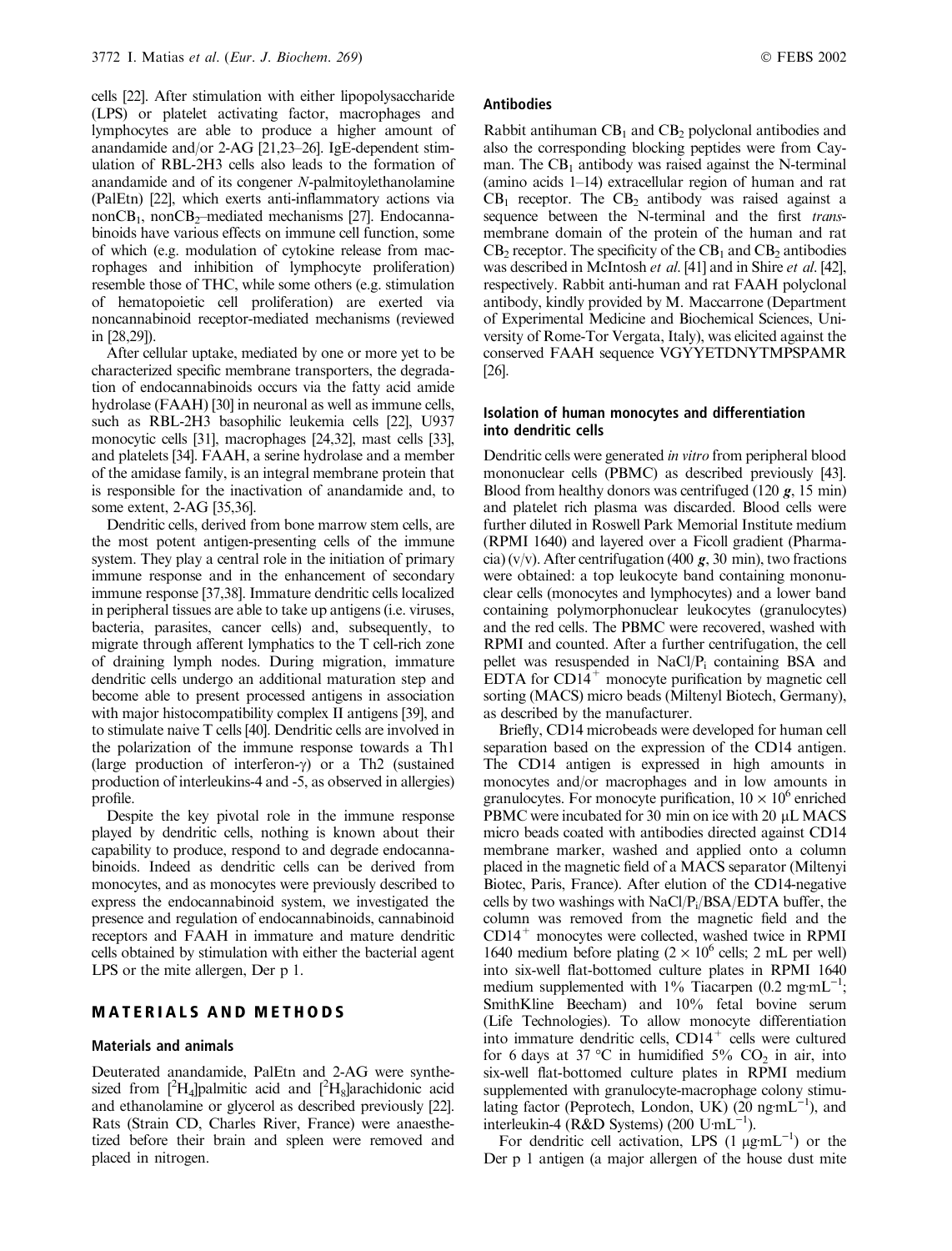cells [22]. After stimulation with either lipopolysaccharide (LPS) or platelet activating factor, macrophages and lymphocytes are able to produce a higher amount of anandamide and/or 2-AG [21,23–26]. IgE-dependent stimulation of RBL-2H3 cells also leads to the formation of anandamide and of its congener *N*-palmitoylethanolamine (PalEtn) [22], which exerts anti-inflammatory actions via non$CB_1$, non$CB_2$–mediated mechanisms [27]. Endocannabinoids have various effects on immune cell function, some of which (e.g. modulation of cytokine release from macrophages and inhibition of lymphocyte proliferation) resemble those of THC, while some others (e.g. stimulation of hematopoietic cell proliferation) are exerted via noncannabinoid receptor-mediated mechanisms (reviewed in [28,29]).

After cellular uptake, mediated by one or more yet to be characterized specific membrane transporters, the degradation of endocannabinoids occurs via the fatty acid amide hydrolase (FAAH) [30] in neuronal as well as immune cells, such as RBL-2H3 basophilic leukemia cells [22], U937 monocytic cells [31], macrophages [24,32], mast cells [33], and platelets [34]. FAAH, a serine hydrolase and a member of the amidase family, is an integral membrane protein that is responsible for the inactivation of anandamide and, to some extent, 2-AG [35,36].

Dendritic cells, derived from bone marrow stem cells, are the most potent antigen-presenting cells of the immune system. They play a central role in the initiation of primary immune response and in the enhancement of secondary immune response [37,38]. Immature dendritic cells localized in peripheral tissues are able to take up antigens (i.e. viruses, bacteria, parasites, cancer cells) and, subsequently, to migrate through afferent lymphatics to the T cell-rich zone of draining lymph nodes. During migration, immature dendritic cells undergo an additional maturation step and become able to present processed antigens in association with major histocompatibility complex II antigens [39], and to stimulate naive T cells [40]. Dendritic cells are involved in the polarization of the immune response towards a Th1 (large production of interferon-γ) or a Th2 (sustained production of interleukins-4 and -5, as observed in allergies) profile.

Despite the key pivotal role in the immune response played by dendritic cells, nothing is known about their capability to produce, respond to and degrade endocannabinoids. Indeed as dendritic cells can be derived from monocytes, and as monocytes were previously described to express the endocannabinoid system, we investigated the presence and regulation of endocannabinoids, cannabinoid receptors and FAAH in immature and mature dendritic cells obtained by stimulation with either the bacterial agent LPS or the mite allergen, Der p 1.

## MATERIALS AND METHODS

### Materials and animals

Deuterated anandamide, PalEtn and 2-AG were synthesized from [$^2H_4$]palmitic acid and [$^2H_8$]arachidonic acid and ethanolamine or glycerol as described previously [22]. Rats (Strain CD, Charles River, France) were anaesthetized before their brain and spleen were removed and placed in nitrogen.

### Antibodies

Rabbit antihuman $CB_1$ and $CB_2$ polyclonal antibodies and also the corresponding blocking peptides were from Cayman. The $CB_1$ antibody was raised against the N-terminal (amino acids 1–14) extracellular region of human and rat $CB_1$ receptor. The $CB_2$ antibody was raised against a sequence between the N-terminal and the first *trans*-membrane domain of the protein of the human and rat $CB_2$ receptor. The specificity of the $CB_1$ and $CB_2$ antibodies was described in McIntosh *et al.* [41] and in Shire *et al.* [42], respectively. Rabbit anti-human and rat FAAH polyclonal antibody, kindly provided by M. Maccarrone (Department of Experimental Medicine and Biochemical Sciences, University of Rome-Tor Vergata, Italy), was elicited against the conserved FAAH sequence VGYYETDNYTMPSPAMR [26].

### Isolation of human monocytes and differentiation into dendritic cells

Dendritic cells were generated *in vitro* from peripheral blood mononuclear cells (PBMC) as described previously [43]. Blood from healthy donors was centrifuged (120 ***g***, 15 min) and platelet rich plasma was discarded. Blood cells were further diluted in Roswell Park Memorial Institute medium (RPMI 1640) and layered over a Ficoll gradient (Pharmacia) (v/v). After centrifugation (400 ***g***, 30 min), two fractions were obtained: a top leukocyte band containing mononuclear cells (monocytes and lymphocytes) and a lower band containing polymorphonuclear leukocytes (granulocytes) and the red cells. The PBMC were recovered, washed with RPMI and counted. After a further centrifugation, the cell pellet was resuspended in NaCl/$P_i$ containing BSA and EDTA for $CD14^+$ monocyte purification by magnetic cell sorting (MACS) micro beads (Miltenyl Biotech, Germany), as described by the manufacturer.

Briefly, CD14 microbeads were developed for human cell separation based on the expression of the CD14 antigen. The CD14 antigen is expressed in high amounts in monocytes and/or macrophages and in low amounts in granulocytes. For monocyte purification, $10 \times 10^6$ enriched PBMC were incubated for 30 min on ice with 20 μL MACS micro beads coated with antibodies directed against CD14 membrane marker, washed and applied onto a column placed in the magnetic field of a MACS separator (Miltenyi Biotec, Paris, France). After elution of the CD14-negative cells by two washings with NaCl/$P_i$/BSA/EDTA buffer, the column was removed from the magnetic field and the $CD14^+$ monocytes were collected, washed twice in RPMI 1640 medium before plating ($2 \times 10^6$ cells; 2 mL per well) into six-well flat-bottomed culture plates in RPMI 1640 medium supplemented with 1% Tiacarpen (0.2 mg·$mL^{-1}$; SmithKline Beecham) and 10% fetal bovine serum (Life Technologies). To allow monocyte differentiation into immature dendritic cells, $CD14^+$ cells were cultured for 6 days at 37 °C in humidified 5% $CO_2$ in air, into six-well flat-bottomed culture plates in RPMI medium supplemented with granulocyte-macrophage colony stimulating factor (Peprotech, London, UK) (20 ng·$mL^{-1}$), and interleukin-4 (R&D Systems) (200 U·$mL^{-1}$).

For dendritic cell activation, LPS (1 μg·$mL^{-1}$) or the Der p 1 antigen (a major allergen of the house dust mite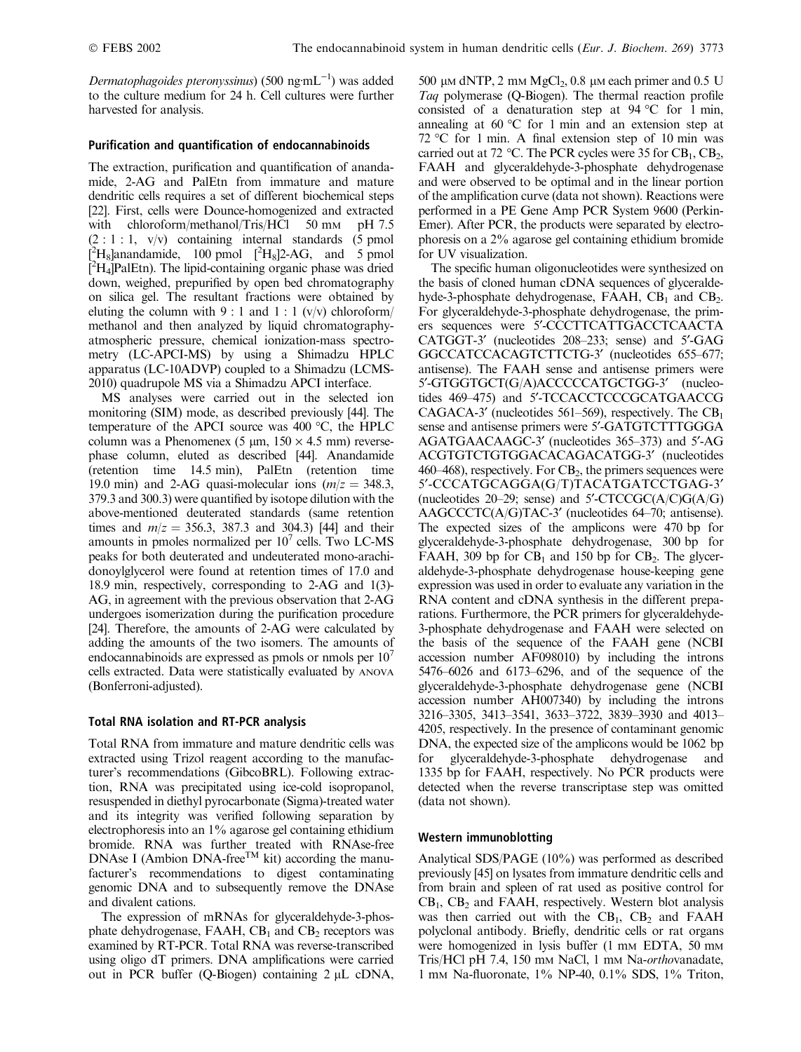*Dermatophagoides pteronyssinus*) (500 ng·mL$^{-1}$) was added to the culture medium for 24 h. Cell cultures were further harvested for analysis.

## Purification and quantification of endocannabinoids

The extraction, purification and quantification of anandamide, 2-AG and PalEtn from immature and mature dendritic cells requires a set of different biochemical steps [22]. First, cells were Dounce-homogenized and extracted with chloroform/methanol/Tris/HCl 50 mM pH 7.5 (2 : 1 : 1, v/v) containing internal standards (5 pmol [$^2$H$_8$]anandamide, 100 pmol [$^2$H$_8$]2-AG, and 5 pmol [$^2$H$_4$]PalEtn). The lipid-containing organic phase was dried down, weighed, prepurified by open bed chromatography on silica gel. The resultant fractions were obtained by eluting the column with 9 : 1 and 1 : 1 (v/v) chloroform/methanol and then analyzed by liquid chromatography-atmospheric pressure, chemical ionization-mass spectrometry (LC-APCI-MS) by using a Shimadzu HPLC apparatus (LC-10ADVP) coupled to a Shimadzu (LCMS-2010) quadrupole MS via a Shimadzu APCI interface.

MS analyses were carried out in the selected ion monitoring (SIM) mode, as described previously [44]. The temperature of the APCI source was 400 °C, the HPLC column was a Phenomenex (5 μm, 150 × 4.5 mm) reverse-phase column, eluted as described [44]. Anandamide (retention time 14.5 min), PalEtn (retention time 19.0 min) and 2-AG quasi-molecular ions ($m/z$ = 348.3, 379.3 and 300.3) were quantified by isotope dilution with the above-mentioned deuterated standards (same retention times and $m/z$ = 356.3, 387.3 and 304.3) [44] and their amounts in pmoles normalized per $10^7$ cells. Two LC-MS peaks for both deuterated and undeuterated mono-arachidonoylglycerol were found at retention times of 17.0 and 18.9 min, respectively, corresponding to 2-AG and 1(3)-AG, in agreement with the previous observation that 2-AG undergoes isomerization during the purification procedure [24]. Therefore, the amounts of 2-AG were calculated by adding the amounts of the two isomers. The amounts of endocannabinoids are expressed as pmols or nmols per $10^7$ cells extracted. Data were statistically evaluated by ANOVA (Bonferroni-adjusted).

## Total RNA isolation and RT-PCR analysis

Total RNA from immature and mature dendritic cells was extracted using Trizol reagent according to the manufacturer's recommendations (GibcoBRL). Following extraction, RNA was precipitated using ice-cold isopropanol, resuspended in diethyl pyrocarbonate (Sigma)-treated water and its integrity was verified following separation by electrophoresis into an 1% agarose gel containing ethidium bromide. RNA was further treated with RNAse-free DNAse I (Ambion DNA-free™ kit) according the manufacturer's recommendations to digest contaminating genomic DNA and to subsequently remove the DNAse and divalent cations.

The expression of mRNAs for glyceraldehyde-3-phosphate dehydrogenase, FAAH, CB$_1$ and CB$_2$ receptors was examined by RT-PCR. Total RNA was reverse-transcribed using oligo dT primers. DNA amplifications were carried out in PCR buffer (Q-Biogen) containing 2 μL cDNA, 500 μM dNTP, 2 mM MgCl$_2$, 0.8 μM each primer and 0.5 U *Taq* polymerase (Q-Biogen). The thermal reaction profile consisted of a denaturation step at 94 °C for 1 min, annealing at 60 °C for 1 min and an extension step at 72 °C for 1 min. A final extension step of 10 min was carried out at 72 °C. The PCR cycles were 35 for CB$_1$, CB$_2$, FAAH and glyceraldehyde-3-phosphate dehydrogenase and were observed to be optimal and in the linear portion of the amplification curve (data not shown). Reactions were performed in a PE Gene Amp PCR System 9600 (Perkin-Emer). After PCR, the products were separated by electrophoresis on a 2% agarose gel containing ethidium bromide for UV visualization.

The specific human oligonucleotides were synthesized on the basis of cloned human cDNA sequences of glyceraldehyde-3-phosphate dehydrogenase, FAAH, CB$_1$ and CB$_2$. For glyceraldehyde-3-phosphate dehydrogenase, the primers sequences were 5′-CCCTTCATTGACCTCAACTACATGGT-3′ (nucleotides 208–233; sense) and 5′-GAGGGCCATCCACAGTCTTCTG-3′ (nucleotides 655–677; antisense). The FAAH sense and antisense primers were 5′-GTGGTGCT(G/A)ACCCCCATGCTGG-3′ (nucleotides 469–475) and 5′-TCCACCTCCCGCATGAACCGCAGACA-3′ (nucleotides 561–569), respectively. The CB$_1$ sense and antisense primers were 5′-GATGTCTTTGGGAAGATGAACAAGC-3′ (nucleotides 365–373) and 5′-AGACGTGTCTGTGGACACAGACATGG-3′ (nucleotides 460–468), respectively. For CB$_2$, the primers sequences were 5′-CCCATGCAGGA(G/T)TACATGATCCTGAG-3′ (nucleotides 20–29; sense) and 5′-CTCCGC(A/C)G(A/G)AAGCCCTC(A/G)TAC-3′ (nucleotides 64–70; antisense). The expected sizes of the amplicons were 470 bp for glyceraldehyde-3-phosphate dehydrogenase, 300 bp for FAAH, 309 bp for CB$_1$ and 150 bp for CB$_2$. The glyceraldehyde-3-phosphate dehydrogenase house-keeping gene expression was used in order to evaluate any variation in the RNA content and cDNA synthesis in the different preparations. Furthermore, the PCR primers for glyceraldehyde-3-phosphate dehydrogenase and FAAH were selected on the basis of the sequence of the FAAH gene (NCBI accession number AF098010) by including the introns 5476–6026 and 6173–6296, and of the sequence of the glyceraldehyde-3-phosphate dehydrogenase gene (NCBI accession number AH007340) by including the introns 3216–3305, 3413–3541, 3633–3722, 3839–3930 and 4013–4205, respectively. In the presence of contaminant genomic DNA, the expected size of the amplicons would be 1062 bp for glyceraldehyde-3-phosphate dehydrogenase and 1335 bp for FAAH, respectively. No PCR products were detected when the reverse transcriptase step was omitted (data not shown).

## Western immunoblotting

Analytical SDS/PAGE (10%) was performed as described previously [45] on lysates from immature dendritic cells and from brain and spleen of rat used as positive control for CB$_1$, CB$_2$ and FAAH, respectively. Western blot analysis was then carried out with the CB$_1$, CB$_2$ and FAAH polyclonal antibody. Briefly, dendritic cells or rat organs were homogenized in lysis buffer (1 mM EDTA, 50 mM Tris/HCl pH 7.4, 150 mM NaCl, 1 mM Na-*ortho*vanadate, 1 mM Na-fluoronate, 1% NP-40, 0.1% SDS, 1% Triton,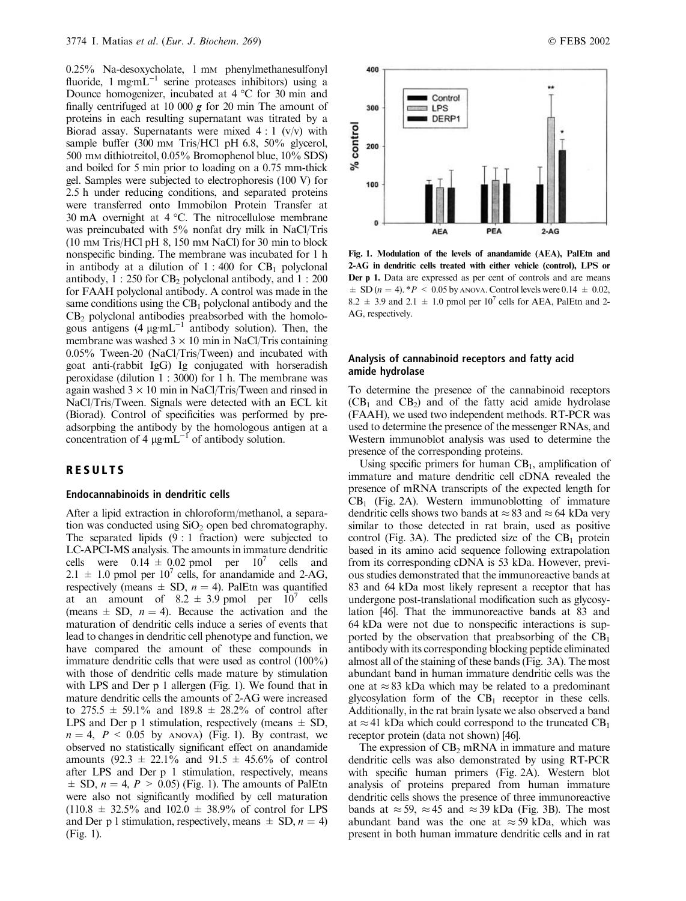0.25% Na-desoxycholate, 1 mM phenylmethanesulfonyl fluoride, 1 mg·mL$^{-1}$ serine proteases inhibitors) using a Dounce homogenizer, incubated at 4 °C for 30 min and finally centrifuged at 10 000 ***g*** for 20 min The amount of proteins in each resulting supernatant was titrated by a Biorad assay. Supernatants were mixed 4 : 1 (v/v) with sample buffer (300 mM Tris/HCl pH 6.8, 50% glycerol, 500 mM dithiotreitol, 0.05% Bromophenol blue, 10% SDS) and boiled for 5 min prior to loading on a 0.75 mm-thick gel. Samples were subjected to electrophoresis (100 V) for 2.5 h under reducing conditions, and separated proteins were transferred onto Immobilon Protein Transfer at 30 mA overnight at 4 °C. The nitrocellulose membrane was preincubated with 5% nonfat dry milk in NaCl/Tris (10 mM Tris/HCl pH 8, 150 mM NaCl) for 30 min to block nonspecific binding. The membrane was incubated for 1 h in antibody at a dilution of 1 : 400 for $CB_1$ polyclonal antibody, 1 : 250 for $CB_2$ polyclonal antibody, and 1 : 200 for FAAH polyclonal antibody. A control was made in the same conditions using the $CB_1$ polyclonal antibody and the $CB_2$ polyclonal antibodies preabsorbed with the homologous antigens (4 μg·mL$^{-1}$ antibody solution). Then, the membrane was washed 3 × 10 min in NaCl/Tris containing 0.05% Tween-20 (NaCl/Tris/Tween) and incubated with goat anti-(rabbit IgG) Ig conjugated with horseradish peroxidase (dilution 1 : 3000) for 1 h. The membrane was again washed 3 × 10 min in NaCl/Tris/Tween and rinsed in NaCl/Tris/Tween. Signals were detected with an ECL kit (Biorad). Control of specificities was performed by preadsorbing the antibody by the homologous antigen at a concentration of 4 μg·mL$^{-1}$ of antibody solution.

## RESULTS

### Endocannabinoids in dendritic cells

After a lipid extraction in chloroform/methanol, a separation was conducted using $SiO_2$ open bed chromatography. The separated lipids (9 : 1 fraction) were subjected to LC-APCI-MS analysis. The amounts in immature dendritic cells were 0.14 ± 0.02 pmol per $10^7$ cells and 2.1 ± 1.0 pmol per $10^7$ cells, for anandamide and 2-AG, respectively (means ± SD, $n = 4$). PalEtn was quantified at an amount of 8.2 ± 3.9 pmol per $10^7$ cells (means ± SD, $n = 4$). Because the activation and the maturation of dendritic cells induce a series of events that lead to changes in dendritic cell phenotype and function, we have compared the amount of these compounds in immature dendritic cells that were used as control (100%) with those of dendritic cells made mature by stimulation with LPS and Der p 1 allergen (Fig. 1). We found that in mature dendritic cells the amounts of 2-AG were increased to 275.5 ± 59.1% and 189.8 ± 28.2% of control after LPS and Der p 1 stimulation, respectively (means ± SD, $n = 4$, $P < 0.05$ by ANOVA) (Fig. 1). By contrast, we observed no statistically significant effect on anandamide amounts (92.3 ± 22.1% and 91.5 ± 45.6% of control after LPS and Der p 1 stimulation, respectively, means ± SD, $n = 4$, $P > 0.05$) (Fig. 1). The amounts of PalEtn were also not significantly modified by cell maturation (110.8 ± 32.5% and 102.0 ± 38.9% of control for LPS and Der p 1 stimulation, respectively, means ± SD, $n = 4$) (Fig. 1).

**Fig. 1. Modulation of the levels of anandamide (AEA), PalEtn and 2-AG in dendritic cells treated with either vehicle (control), LPS or Der p 1.** Data are expressed as per cent of controls and are means ± SD ($n = 4$). *$P < 0.05$ by ANOVA. Control levels were 0.14 ± 0.02, 8.2 ± 3.9 and 2.1 ± 1.0 pmol per $10^7$ cells for AEA, PalEtn and 2-AG, respectively.

### Analysis of cannabinoid receptors and fatty acid amide hydrolase

To determine the presence of the cannabinoid receptors ($CB_1$ and $CB_2$) and of the fatty acid amide hydrolase (FAAH), we used two independent methods. RT-PCR was used to determine the presence of the messenger RNAs, and Western immunoblot analysis was used to determine the presence of the corresponding proteins.

Using specific primers for human $CB_1$, amplification of immature and mature dendritic cell cDNA revealed the presence of mRNA transcripts of the expected length for $CB_1$ (Fig. 2A). Western immunoblotting of immature dendritic cells shows two bands at ≈ 83 and ≈ 64 kDa very similar to those detected in rat brain, used as positive control (Fig. 3A). The predicted size of the $CB_1$ protein based in its amino acid sequence following extrapolation from its corresponding cDNA is 53 kDa. However, previous studies demonstrated that the immunoreactive bands at 83 and 64 kDa most likely represent a receptor that has undergone post-translational modification such as glycosylation [46]. That the immunoreactive bands at 83 and 64 kDa were not due to nonspecific interactions is supported by the observation that preabsorbing of the $CB_1$ antibody with its corresponding blocking peptide eliminated almost all of the staining of these bands (Fig. 3A). The most abundant band in human immature dendritic cells was the one at ≈ 83 kDa which may be related to a predominant glycosylation form of the $CB_1$ receptor in these cells. Additionally, in the rat brain lysate we also observed a band at ≈ 41 kDa which could correspond to the truncated $CB_1$ receptor protein (data not shown) [46].

The expression of $CB_2$ mRNA in immature and mature dendritic cells was also demonstrated by using RT-PCR with specific human primers (Fig. 2A). Western blot analysis of proteins prepared from human immature dendritic cells shows the presence of three immunoreactive bands at ≈ 59, ≈ 45 and ≈ 39 kDa (Fig. 3B). The most abundant band was the one at ≈ 59 kDa, which was present in both human immature dendritic cells and in rat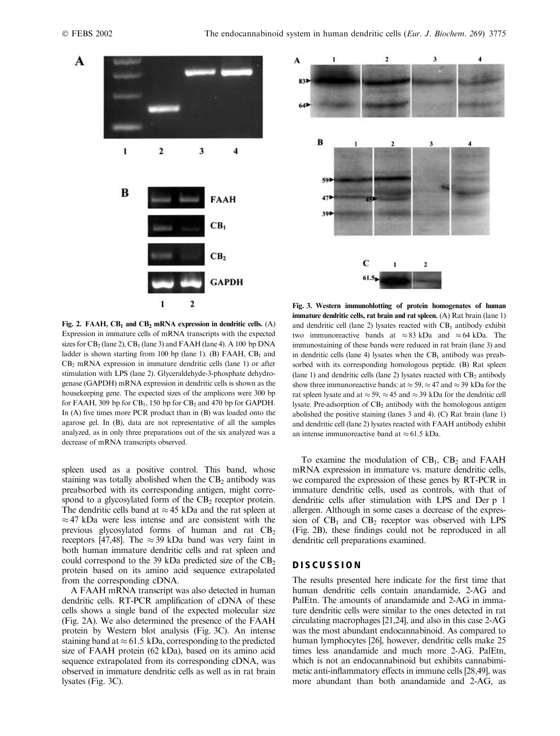**Fig. 2. FAAH, $CB_1$ and $CB_2$ mRNA expression in dendritic cells.** (A) Expression in immature cells of mRNA transcripts with the expected sizes for $CB_2$ (lane 2), $CB_1$ (lane 3) and FAAH (lane 4). A 100 bp DNA ladder is shown starting from 100 bp (lane 1). (B) FAAH, $CB_1$ and $CB_2$ mRNA expression in immature dendritic cells (lane 1) or after stimulation with LPS (lane 2). Glyceraldehyde-3-phosphate dehydrogenase (GAPDH) mRNA expression in dendritic cells is shown as the housekeeping gene. The expected sizes of the amplicons were 300 bp for FAAH, 309 bp for $CB_1$, 150 bp for $CB_2$ and 470 bp for GAPDH. In (A) five times more PCR product than in (B) was loaded onto the agarose gel. In (B), data are not representative of all the samples analyzed, as in only three preparations out of the six analyzed was a decrease of mRNA transcripts observed.

**Fig. 3. Western immunoblotting of protein homogenates of human immature dendritic cells, rat brain and rat spleen.** (A) Rat brain (lane 1) and dendritic cell (lane 2) lysates reacted with $CB_1$ antibody exhibit two immunoreactive bands at ≈ 83 kDa and ≈ 64 kDa. The immunostaining of these bands were reduced in rat brain (lane 3) and in dendritic cells (lane 4) lysates when the $CB_1$ antibody was preabsorbed with its corresponding homologous peptide. (B) Rat spleen (lane 1) and dendritic cells (lane 2) lysates reacted with $CB_2$ antibody show three immunoreactive bands: at ≈ 59, ≈ 47 and ≈ 39 kDa for the rat spleen lysate and at ≈ 59, ≈ 45 and ≈ 39 kDa for the dendritic cell lysate. Pre-adsorption of $CB_2$ antibody with the homologous antigen abolished the positive staining (lanes 3 and 4). (C) Rat brain (lane 1) and dendritic cell (lane 2) lysates reacted with FAAH antibody exhibit an intense immunoreactive band at ≈ 61.5 kDa.

spleen used as a positive control. This band, whose staining was totally abolished when the $CB_2$ antibody was preabsorbed with its corresponding antigen, might correspond to a glycosylated form of the $CB_2$ receptor protein. The dendritic cells band at ≈ 45 kDa and the rat spleen at ≈ 47 kDa were less intense and are consistent with the previous glycosylated forms of human and rat $CB_2$ receptors [47,48]. The ≈ 39 kDa band was very faint in both human immature dendritic cells and rat spleen and could correspond to the 39 kDa predicted size of the $CB_2$ protein based on its amino acid sequence extrapolated from the corresponding cDNA.

A FAAH mRNA transcript was also detected in human dendritic cells. RT-PCR amplification of cDNA of these cells shows a single band of the expected molecular size (Fig. 2A). We also determined the presence of the FAAH protein by Western blot analysis (Fig. 3C). An intense staining band at ≈ 61.5 kDa, corresponding to the predicted size of FAAH protein (62 kDa), based on its amino acid sequence extrapolated from its corresponding cDNA, was observed in immature dendritic cells as well as in rat brain lysates (Fig. 3C).

To examine the modulation of $CB_1$, $CB_2$ and FAAH mRNA expression in immature vs. mature dendritic cells, we compared the expression of these genes by RT-PCR in immature dendritic cells, used as controls, with that of dendritic cells after stimulation with LPS and Der p 1 allergen. Although in some cases a decrease of the expression of $CB_1$ and $CB_2$ receptor was observed with LPS (Fig. 2B), these findings could not be reproduced in all dendritic cell preparations examined.

## DISCUSSION

The results presented here indicate for the first time that human dendritic cells contain anandamide, 2-AG and PalEtn. The amounts of anandamide and 2-AG in immature dendritic cells were similar to the ones detected in rat circulating macrophages [21,24], and also in this case 2-AG was the most abundant endocannabinoid. As compared to human lymphocytes [26], however, dendritic cells make 25 times less anandamide and much more 2-AG. PalEtn, which is not an endocannabinoid but exhibits cannabimimetic anti-inflammatory effects in immune cells [28,49], was more abundant than both anandamide and 2-AG, as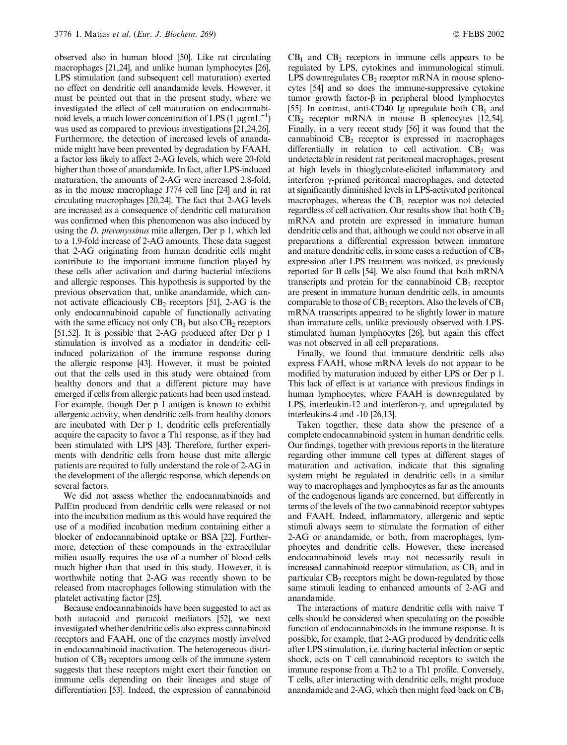observed also in human blood [50]. Like rat circulating macrophages [21,24], and unlike human lymphocytes [26], LPS stimulation (and subsequent cell maturation) exerted no effect on dendritic cell anandamide levels. However, it must be pointed out that in the present study, where we investigated the effect of cell maturation on endocannabinoid levels, a much lower concentration of LPS (1 $\mu g \cdot mL^{-1}$) was used as compared to previous investigations [21,24,26]. Furthermore, the detection of increased levels of anandamide might have been prevented by degradation by FAAH, a factor less likely to affect 2-AG levels, which were 20-fold higher than those of anandamide. In fact, after LPS-induced maturation, the amounts of 2-AG were increased 2.8-fold, as in the mouse macrophage J774 cell line [24] and in rat circulating macrophages [20,24]. The fact that 2-AG levels are increased as a consequence of dendritic cell maturation was confirmed when this phenomenon was also induced by using the *D. pteronyssinus* mite allergen, Der p 1, which led to a 1.9-fold increase of 2-AG amounts. These data suggest that 2-AG originating from human dendritic cells might contribute to the important immune function played by these cells after activation and during bacterial infections and allergic responses. This hypothesis is supported by the previous observation that, unlike anandamide, which cannot activate efficaciously $CB_2$ receptors [51], 2-AG is the only endocannabinoid capable of functionally activating with the same efficacy not only $CB_1$ but also $CB_2$ receptors [51,52]. It is possible that 2-AG produced after Der p 1 stimulation is involved as a mediator in dendritic cell-induced polarization of the immune response during the allergic response [43]. However, it must be pointed out that the cells used in this study were obtained from healthy donors and that a different picture may have emerged if cells from allergic patients had been used instead. For example, though Der p 1 antigen is known to exhibit allergenic activity, when dendritic cells from healthy donors are incubated with Der p 1, dendritic cells preferentially acquire the capacity to favor a Th1 response, as if they had been stimulated with LPS [43]. Therefore, further experiments with dendritic cells from house dust mite allergic patients are required to fully understand the role of 2-AG in the development of the allergic response, which depends on several factors.

We did not assess whether the endocannabinoids and PalEtn produced from dendritic cells were released or not into the incubation medium as this would have required the use of a modified incubation medium containing either a blocker of endocannabinoid uptake or BSA [22]. Furthermore, detection of these compounds in the extracellular milieu usually requires the use of a number of blood cells much higher than that used in this study. However, it is worthwhile noting that 2-AG was recently shown to be released from macrophages following stimulation with the platelet activating factor [25].

Because endocannabinoids have been suggested to act as both autacoid and paracoid mediators [52], we next investigated whether dendritic cells also express cannabinoid receptors and FAAH, one of the enzymes mostly involved in endocannabinoid inactivation. The heterogeneous distribution of $CB_2$ receptors among cells of the immune system suggests that these receptors might exert their function on immune cells depending on their lineages and stage of differentiation [53]. Indeed, the expression of cannabinoid $CB_1$ and $CB_2$ receptors in immune cells appears to be regulated by LPS, cytokines and immunological stimuli. LPS downregulates $CB_2$ receptor mRNA in mouse splenocytes [54] and so does the immune-suppressive cytokine tumor growth factor-β in peripheral blood lymphocytes [55]. In contrast, anti-CD40 Ig upregulate both $CB_1$ and $CB_2$ receptor mRNA in mouse B splenocytes [12,54]. Finally, in a very recent study [56] it was found that the cannabinoid $CB_2$ receptor is expressed in macrophages differentially in relation to cell activation. $CB_2$ was undetectable in resident rat peritoneal macrophages, present at high levels in thioglycolate-elicited inflammatory and interferon γ-primed peritoneal macrophages, and detected at significantly diminished levels in LPS-activated peritoneal macrophages, whereas the $CB_1$ receptor was not detected regardless of cell activation. Our results show that both $CB_2$ mRNA and protein are expressed in immature human dendritic cells and that, although we could not observe in all preparations a differential expression between immature and mature dendritic cells, in some cases a reduction of $CB_2$ expression after LPS treatment was noticed, as previously reported for B cells [54]. We also found that both mRNA transcripts and protein for the cannabinoid $CB_1$ receptor are present in immature human dendritic cells, in amounts comparable to those of $CB_2$ receptors. Also the levels of $CB_1$ mRNA transcripts appeared to be slightly lower in mature than immature cells, unlike previously observed with LPS-stimulated human lymphocytes [26], but again this effect was not observed in all cell preparations.

Finally, we found that immature dendritic cells also express FAAH, whose mRNA levels do not appear to be modified by maturation induced by either LPS or Der p 1. This lack of effect is at variance with previous findings in human lymphocytes, where FAAH is downregulated by LPS, interleukin-12 and interferon-γ, and upregulated by interleukins-4 and -10 [26,13].

Taken together, these data show the presence of a complete endocannabinoid system in human dendritic cells. Our findings, together with previous reports in the literature regarding other immune cell types at different stages of maturation and activation, indicate that this signaling system might be regulated in dendritic cells in a similar way to macrophages and lymphocytes as far as the amounts of the endogenous ligands are concerned, but differently in terms of the levels of the two cannabinoid receptor subtypes and FAAH. Indeed, inflammatory, allergenic and septic stimuli always seem to stimulate the formation of either 2-AG or anandamide, or both, from macrophages, lymphocytes and dendritic cells. However, these increased endocannabinoid levels may not necessarily result in increased cannabinoid receptor stimulation, as $CB_1$ and in particular $CB_2$ receptors might be down-regulated by those same stimuli leading to enhanced amounts of 2-AG and anandamide.

The interactions of mature dendritic cells with naive T cells should be considered when speculating on the possible function of endocannabinoids in the immune response. It is possible, for example, that 2-AG produced by dendritic cells after LPS stimulation, i.e. during bacterial infection or septic shock, acts on T cell cannabinoid receptors to switch the immune response from a Th2 to a Th1 profile. Conversely, T cells, after interacting with dendritic cells, might produce anandamide and 2-AG, which then might feed back on $CB_1$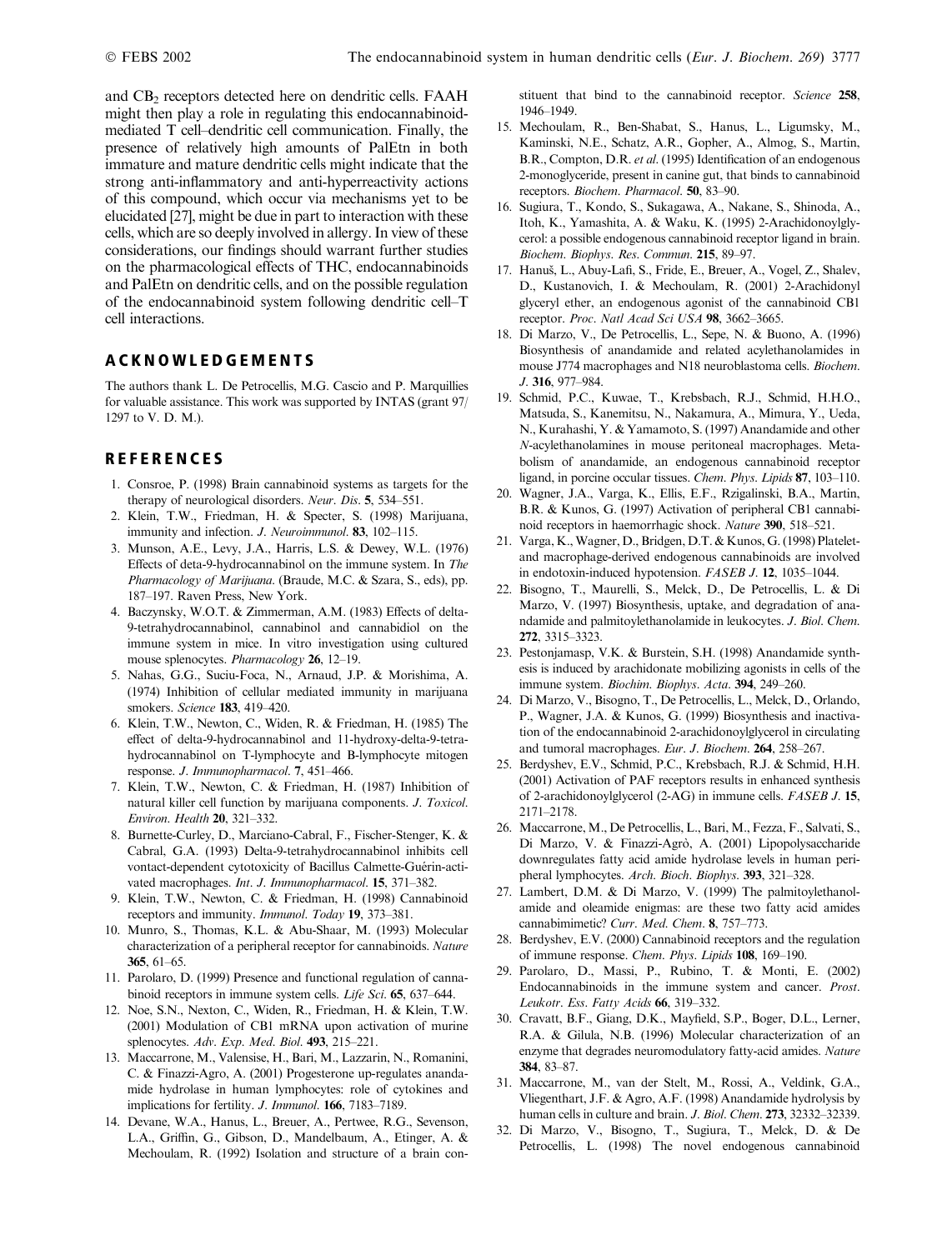and $CB_2$ receptors detected here on dendritic cells. FAAH might then play a role in regulating this endocannabinoid-mediated T cell–dendritic cell communication. Finally, the presence of relatively high amounts of PalEtn in both immature and mature dendritic cells might indicate that the strong anti-inflammatory and anti-hyperreactivity actions of this compound, which occur via mechanisms yet to be elucidated [27], might be due in part to interaction with these cells, which are so deeply involved in allergy. In view of these considerations, our findings should warrant further studies on the pharmacological effects of THC, endocannabinoids and PalEtn on dendritic cells, and on the possible regulation of the endocannabinoid system following dendritic cell–T cell interactions.

## ACKNOWLEDGEMENTS

The authors thank L. De Petrocellis, M.G. Cascio and P. Marquillies for valuable assistance. This work was supported by INTAS (grant 97/1297 to V. D. M.).

## REFERENCES

1. Consroe, P. (1998) Brain cannabinoid systems as targets for the therapy of neurological disorders. *Neur. Dis.* **5**, 534–551.
2. Klein, T.W., Friedman, H. & Specter, S. (1998) Marijuana, immunity and infection. *J. Neuroimmunol.* **83**, 102–115.
3. Munson, A.E., Levy, J.A., Harris, L.S. & Dewey, W.L. (1976) Effects of deta-9-hydrocannabinol on the immune system. In *The Pharmacology of Marijuana*. (Braude, M.C. & Szara, S., eds), pp. 187–197. Raven Press, New York.
4. Baczynsky, W.O.T. & Zimmerman, A.M. (1983) Effects of delta-9-tetrahydrocannabinol, cannabinol and cannabidiol on the immune system in mice. In vitro investigation using cultured mouse splenocytes. *Pharmacology* **26**, 12–19.
5. Nahas, G.G., Suciu-Foca, N., Arnaud, J.P. & Morishima, A. (1974) Inhibition of cellular mediated immunity in marijuana smokers. *Science* **183**, 419–420.
6. Klein, T.W., Newton, C., Widen, R. & Friedman, H. (1985) The effect of delta-9-hydrocannabinol and 11-hydroxy-delta-9-tetrahydrocannabinol on T-lymphocyte and B-lymphocyte mitogen response. *J. Immunopharmacol.* **7**, 451–466.
7. Klein, T.W., Newton, C. & Friedman, H. (1987) Inhibition of natural killer cell function by marijuana components. *J. Toxicol. Environ. Health* **20**, 321–332.
8. Burnette-Curley, D., Marciano-Cabral, F., Fischer-Stenger, K. & Cabral, G.A. (1993) Delta-9-tetrahydrocannabinol inhibits cell vontact-dependent cytotoxicity of Bacillus Calmette-Guérin-activated macrophages. *Int. J. Immunopharmacol.* **15**, 371–382.
9. Klein, T.W., Newton, C. & Friedman, H. (1998) Cannabinoid receptors and immunity. *Immunol. Today* **19**, 373–381.
10. Munro, S., Thomas, K.L. & Abu-Shaar, M. (1993) Molecular characterization of a peripheral receptor for cannabinoids. *Nature* **365**, 61–65.
11. Parolaro, D. (1999) Presence and functional regulation of cannabinoid receptors in immune system cells. *Life Sci.* **65**, 637–644.
12. Noe, S.N., Nexton, C., Widen, R., Friedman, H. & Klein, T.W. (2001) Modulation of CB1 mRNA upon activation of murine splenocytes. *Adv. Exp. Med. Biol.* **493**, 215–221.
13. Maccarrone, M., Valensise, H., Bari, M., Lazzarin, N., Romanini, C. & Finazzi-Agro, A. (2001) Progesterone up-regulates anandamide hydrolase in human lymphocytes: role of cytokines and implications for fertility. *J. Immunol.* **166**, 7183–7189.
14. Devane, W.A., Hanus, L., Breuer, A., Pertwee, R.G., Sevenson, L.A., Griffin, G., Gibson, D., Mandelbaum, A., Etinger, A. & Mechoulam, R. (1992) Isolation and structure of a brain constituent that bind to the cannabinoid receptor. *Science* **258**, 1946–1949.
15. Mechoulam, R., Ben-Shabat, S., Hanus, L., Ligumsky, M., Kaminski, N.E., Schatz, A.R., Gopher, A., Almog, S., Martin, B.R., Compton, D.R. *et al.* (1995) Identification of an endogenous 2-monoglyceride, present in canine gut, that binds to cannabinoid receptors. *Biochem. Pharmacol.* **50**, 83–90.
16. Sugiura, T., Kondo, S., Sukagawa, A., Nakane, S., Shinoda, A., Itoh, K., Yamashita, A. & Waku, K. (1995) 2-Arachidonoylglycerol: a possible endogenous cannabinoid receptor ligand in brain. *Biochem. Biophys. Res. Commun.* **215**, 89–97.
17. Hanuš, L., Abuy-Lafi, S., Fride, E., Breuer, A., Vogel, Z., Shalev, D., Kustanovich, I. & Mechoulam, R. (2001) 2-Arachidonyl glyceryl ether, an endogenous agonist of the cannabinoid CB1 receptor. *Proc. Natl Acad Sci USA* **98**, 3662–3665.
18. Di Marzo, V., De Petrocellis, L., Sepe, N. & Buono, A. (1996) Biosynthesis of anandamide and related acylethanolamides in mouse J774 macrophages and N18 neuroblastoma cells. *Biochem. J.* **316**, 977–984.
19. Schmid, P.C., Kuwae, T., Krebsbach, R.J., Schmid, H.H.O., Matsuda, S., Kanemitsu, N., Nakamura, A., Mimura, Y., Ueda, N., Kurahashi, Y. & Yamamoto, S. (1997) Anandamide and other *N*-acylethanolamines in mouse peritoneal macrophages. Metabolism of anandamide, an endogenous cannabinoid receptor ligand, in porcine occular tissues. *Chem. Phys. Lipids* **87**, 103–110.
20. Wagner, J.A., Varga, K., Ellis, E.F., Rzigalinski, B.A., Martin, B.R. & Kunos, G. (1997) Activation of peripheral CB1 cannabinoid receptors in haemorrhagic shock. *Nature* **390**, 518–521.
21. Varga, K., Wagner, D., Bridgen, D.T. & Kunos, G. (1998) Platelet- and macrophage-derived endogenous cannabinoids are involved in endotoxin-induced hypotension. *FASEB J.* **12**, 1035–1044.
22. Bisogno, T., Maurelli, S., Melck, D., De Petrocellis, L. & Di Marzo, V. (1997) Biosynthesis, uptake, and degradation of anandamide and palmitoylethanolamide in leukocytes. *J. Biol. Chem.* **272**, 3315–3323.
23. Pestonjamasp, V.K. & Burstein, S.H. (1998) Anandamide synthesis is induced by arachidonate mobilizing agonists in cells of the immune system. *Biochim. Biophys. Acta.* **394**, 249–260.
24. Di Marzo, V., Bisogno, T., De Petrocellis, L., Melck, D., Orlando, P., Wagner, J.A. & Kunos, G. (1999) Biosynthesis and inactivation of the endocannabinoid 2-arachidonoylglycerol in circulating and tumoral macrophages. *Eur. J. Biochem.* **264**, 258–267.
25. Berdyshev, E.V., Schmid, P.C., Krebsbach, R.J. & Schmid, H.H. (2001) Activation of PAF receptors results in enhanced synthesis of 2-arachidonoylglycerol (2-AG) in immune cells. *FASEB J.* **15**, 2171–2178.
26. Maccarrone, M., De Petrocellis, L., Bari, M., Fezza, F., Salvati, S., Di Marzo, V. & Finazzi-Agrò, A. (2001) Lipopolysaccharide downregulates fatty acid amide hydrolase levels in human peripheral lymphocytes. *Arch. Bioch. Biophys.* **393**, 321–328.
27. Lambert, D.M. & Di Marzo, V. (1999) The palmitoylethanolamide and oleamide enigmas: are these two fatty acid amides cannabimimetic? *Curr. Med. Chem.* **8**, 757–773.
28. Berdyshev, E.V. (2000) Cannabinoid receptors and the regulation of immune response. *Chem. Phys. Lipids* **108**, 169–190.
29. Parolaro, D., Massi, P., Rubino, T. & Monti, E. (2002) Endocannabinoids in the immune system and cancer. *Prost. Leukotr. Ess. Fatty Acids* **66**, 319–332.
30. Cravatt, B.F., Giang, D.K., Mayfield, S.P., Boger, D.L., Lerner, R.A. & Gilula, N.B. (1996) Molecular characterization of an enzyme that degrades neuromodulatory fatty-acid amides. *Nature* **384**, 83–87.
31. Maccarrone, M., van der Stelt, M., Rossi, A., Veldink, G.A., Vliegenthart, J.F. & Agro, A.F. (1998) Anandamide hydrolysis by human cells in culture and brain. *J. Biol. Chem.* **273**, 32332–32339.
32. Di Marzo, V., Bisogno, T., Sugiura, T., Melck, D. & De Petrocellis, L. (1998) The novel endogenous cannabinoid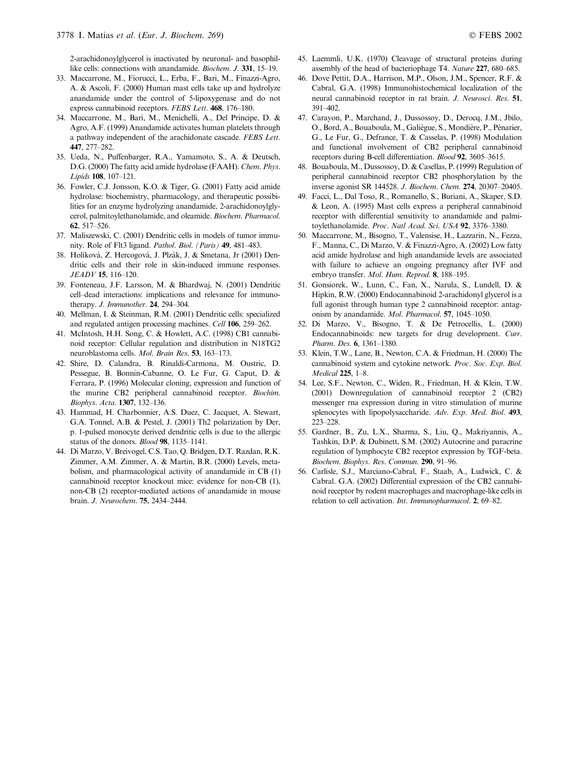2-arachidonoylglycerol is inactivated by neuronal- and basophil-like cells: connections with anandamide. *Biochem. J.* **331**, 15–19.

33. Maccarrone, M., Fiorucci, L., Erba, F., Bari, M., Finazzi-Agro, A. & Ascoli, F. (2000) Human mast cells take up and hydrolyze anandamide under the control of 5-lipoxygenase and do not express cannabinoid receptors. *FEBS Lett.* **468**, 176–180.
34. Maccarrone, M., Bari, M., Menichelli, A., Del Principe, D. & Agro, A.F. (1999) Anandamide activates human platelets through a pathway independent of the arachidonate cascade. *FEBS Lett.* **447**, 277–282.
35. Ueda, N., Puffenbarger, R.A., Yamamoto, S., A. & Deutsch, D.G. (2000) The fatty acid amide hydrolase (FAAH). *Chem. Phys. Lipids* **108**, 107–121.
36. Fowler, C.J. Jonsson, K.O. & Tiger, G. (2001) Fatty acid amide hydrolase: biochemistry, pharmacology, and therapeutic possibilities for an enzyme hydrolyzing anandamide, 2-arachidonoylglycerol, palmitoylethanolamide, and oleamide. *Biochem. Pharmacol.* **62**, 517–526.
37. Maliszewski, C. (2001) Dendritic cells in models of tumor immunity. Role of Flt3 ligand. *Pathol. Biol. (Paris)* **49**, 481–483.
38. Holíková, Z. Hercogová, J. Plzák, J. & Smetana, Jr (2001) Dendritic cells and their role in skin-induced immune responses. *JEADV* **15**, 116–120.
39. Fonteneau, J.F. Larsson, M. & Bhardwaj, N. (2001) Dendritic cell–dead interactions: implications and relevance for immunotherapy. *J. Immunother.* **24**, 294–304.
40. Mellman, I. & Steinman, R.M. (2001) Dendritic cells: specialized and regulated antigen processing machines. *Cell* **106**, 259–262.
41. McIntosh, H.H. Song, C. & Howlett, A.C. (1998) CB1 cannabinoid receptor: Cellular regulation and distribution in N18TG2 neuroblastoma cells. *Mol. Brain Res.* **53**, 163–173.
42. Shire, D. Calandra, B. Rinaldi-Carmona, M. Oustric, D. Pessegue, B. Bonnin-Cabanne, O. Le Fur, G. Caput, D. & Ferrara, P. (1996) Molecular cloning, expression and function of the murine CB2 peripheral cannabinoid receptor. *Biochim. Biophys. Acta.* **1307**, 132–136.
43. Hammad, H. Charbonnier, A.S. Duez, C. Jacquet, A. Stewart, G.A. Tonnel, A.B. & Pestel, J. (2001) Th2 polarization by Der, p. 1-pulsed monocyte derived dendritic cells is due to the allergic status of the donors. *Blood* **98**, 1135–1141.
44. Di Marzo, V. Breivogel, C.S. Tao, Q. Bridgen, D.T. Razdan, R.K. Zimmer, A.M. Zimmer, A. & Martin, B.R. (2000) Levels, metabolism, and pharmacological activity of anandamide in CB (1) cannabinoid receptor knockout mice: evidence for non-CB (1), non-CB (2) receptor-mediated actions of anandamide in mouse brain. *J. Neurochem.* **75**, 2434–2444.
45. Laemmli, U.K. (1970) Cleavage of structural proteins during assembly of the head of bacteriophage T4. *Nature* **227**, 680–685.
46. Dove Pettit, D.A., Harrison, M.P., Olson, J.M., Spencer, R.F. & Cabral, G.A. (1998) Immunohistochemical localization of the neural cannabinoid receptor in rat brain. *J. Neurosci. Res.* **51**, 391–402.
47. Carayon, P., Marchand, J., Dussossoy, D., Derocq, J.M., Jbilo, O., Bord, A., Bouaboula, M., Galiègue, S., Mondière, P., Pénarier, G., Le Fur, G., Defrance, T. & Casselas, P. (1998) Modulation and functional involvement of CB2 peripheral cannabinoid receptors during B-cell differentiation. *Blood* **92**, 3605–3615.
48. Bouaboula, M., Dussossoy, D. & Casellas, P. (1999) Regulation of peripheral cannabinoid receptor CB2 phosphorylation by the inverse agonist SR 144528. *J. Biochem. Chem.* **274**, 20307–20405.
49. Facci, L., Dal Toso, R., Romanello, S., Buriani, A., Skaper, S.D. & Leon, A. (1995) Mast cells express a peripheral cannabinoid receptor with differential sensitivity to anandamide and palmitoylethanolamide. *Proc. Natl Acad. Sci. USA* **92**, 3376–3380.
50. Maccarrone, M., Bisogno, T., Valensise, H., Lazzarin, N., Fezza, F., Manna, C., Di Marzo, V. & Finazzi-Agro, A. (2002) Low fatty acid amide hydrolase and high anandamide levels are associated with failure to achieve an ongoing pregnancy after IVF and embryo transfer. *Mol. Hum. Reprod.* **8**, 188–195.
51. Gonsiorek, W., Lunn, C., Fan, X., Narula, S., Lundell, D. & Hipkin, R.W. (2000) Endocannabinoid 2-arachidonyl glycerol is a full agonist through human type 2 cannabinoid receptor: antagonism by anandamide. *Mol. Pharmacol.* **57**, 1045–1050.
52. Di Marzo, V., Bisogno, T. & De Petrocellis, L. (2000) Endocannabinoids: new targets for drug development. *Curr. Pharm. Des.* **6**, 1361–1380.
53. Klein, T.W., Lane, B., Newton, C.A. & Friedman, H. (2000) The cannabinoid system and cytokine network. *Proc. Soc. Exp. Biol. Medical* **225**, 1–8.
54. Lee, S.F., Newton, C., Widen, R., Friedman, H. & Klein, T.W. (2001) Downregulation of cannabinoid receptor 2 (CB2) messenger rna expression during in vitro stimulation of murine splenocytes with lipopolysaccharide. *Adv. Exp. Med. Biol.* **493**, 223–228.
55. Gardner, B., Zu, L.X., Sharma, S., Liu, Q., Makriyannis, A., Tashkin, D.P. & Dubinett, S.M. (2002) Autocrine and paracrine regulation of lymphocyte CB2 receptor expression by TGF-beta. *Biochem. Biophys. Res. Commun.* **290**, 91–96.
56. Carlisle, S.J., Marciano-Cabral, F., Staab, A., Ludwick, C. & Cabral, G.A. (2002) Differential expression of the CB2 cannabinoid receptor by rodent macrophages and macrophage-like cells in relation to cell activation. *Int. Immunopharmacol.* **2**, 69–82.